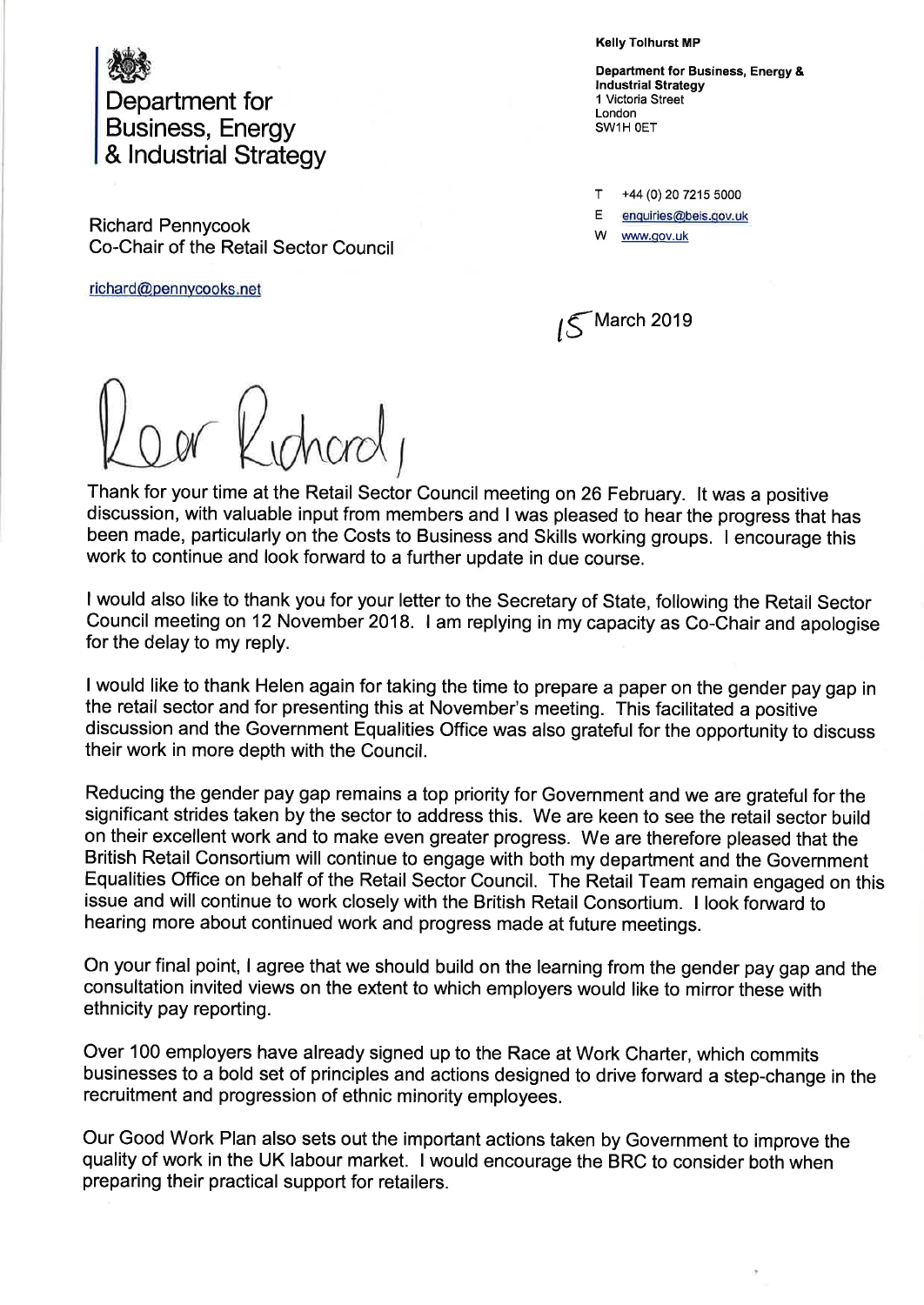Department for Business, Energy & Industrial Strategy

**Kelly Tolhurst MP**

**Department for Business, Energy & Industrial Strategy**
1 Victoria Street
London
SW1H 0ET

T +44 (0) 20 7215 5000
E enquiries@beis.gov.uk
W www.gov.uk

Richard Pennycook
Co-Chair of the Retail Sector Council

richard@pennycooks.net

15 March 2019

Dear Richard,

Thank for your time at the Retail Sector Council meeting on 26 February. It was a positive discussion, with valuable input from members and I was pleased to hear the progress that has been made, particularly on the Costs to Business and Skills working groups. I encourage this work to continue and look forward to a further update in due course.

I would also like to thank you for your letter to the Secretary of State, following the Retail Sector Council meeting on 12 November 2018. I am replying in my capacity as Co-Chair and apologise for the delay to my reply.

I would like to thank Helen again for taking the time to prepare a paper on the gender pay gap in the retail sector and for presenting this at November's meeting. This facilitated a positive discussion and the Government Equalities Office was also grateful for the opportunity to discuss their work in more depth with the Council.

Reducing the gender pay gap remains a top priority for Government and we are grateful for the significant strides taken by the sector to address this. We are keen to see the retail sector build on their excellent work and to make even greater progress. We are therefore pleased that the British Retail Consortium will continue to engage with both my department and the Government Equalities Office on behalf of the Retail Sector Council. The Retail Team remain engaged on this issue and will continue to work closely with the British Retail Consortium. I look forward to hearing more about continued work and progress made at future meetings.

On your final point, I agree that we should build on the learning from the gender pay gap and the consultation invited views on the extent to which employers would like to mirror these with ethnicity pay reporting.

Over 100 employers have already signed up to the Race at Work Charter, which commits businesses to a bold set of principles and actions designed to drive forward a step-change in the recruitment and progression of ethnic minority employees.

Our Good Work Plan also sets out the important actions taken by Government to improve the quality of work in the UK labour market. I would encourage the BRC to consider both when preparing their practical support for retailers.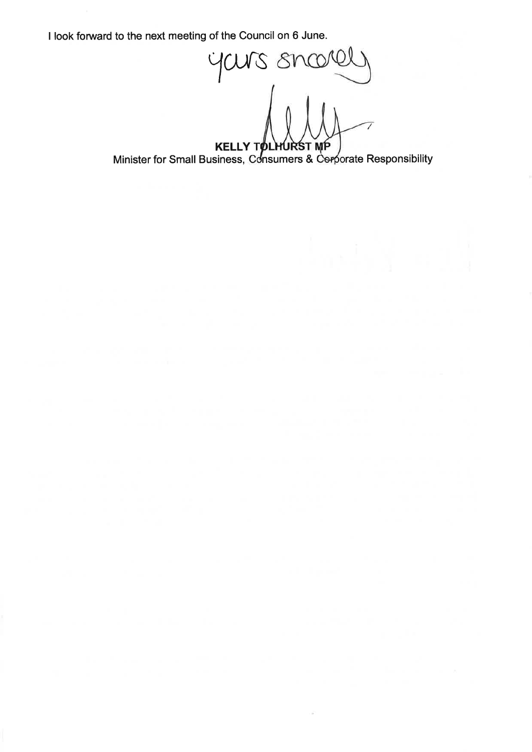I look forward to the next meeting of the Council on 6 June.

Yours sincerely

Kelly

**KELLY TOLHURST MP**
Minister for Small Business, Consumers & Corporate Responsibility